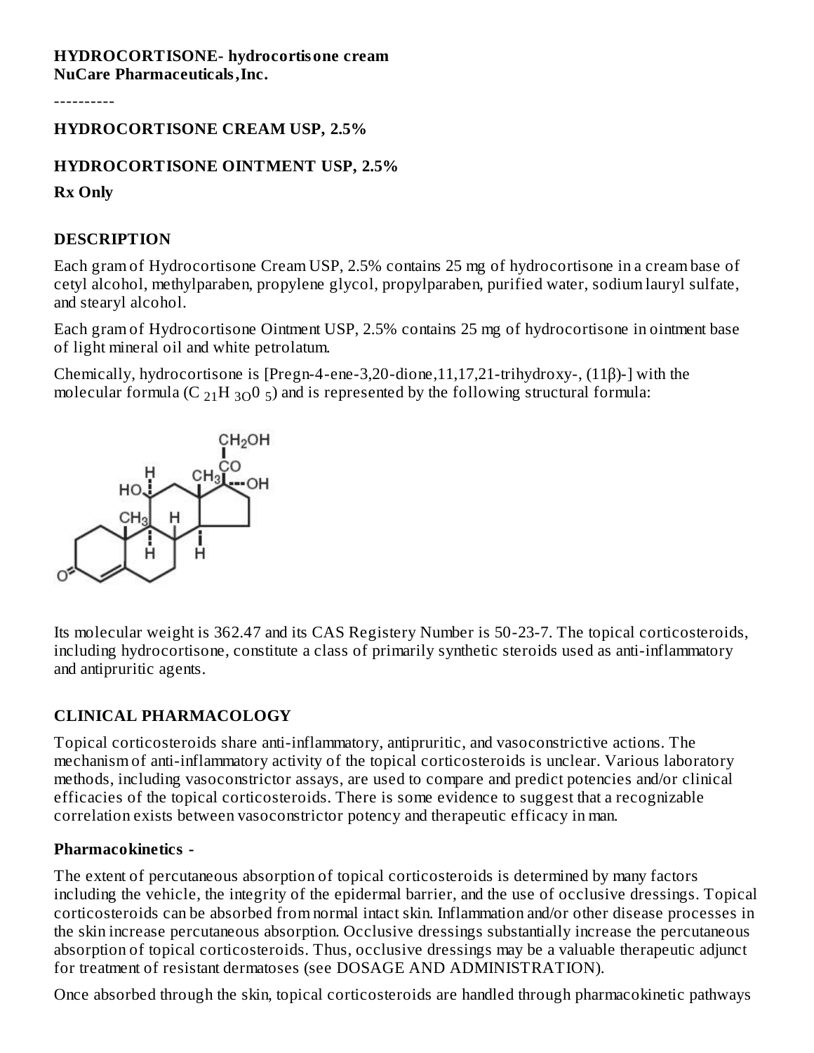**HYDROCORTISONE- hydrocortisone cream**
**NuCare Pharmaceuticals,Inc.**

----------

**HYDROCORTISONE CREAM USP, 2.5%**

**HYDROCORTISONE OINTMENT USP, 2.5%**

**Rx Only**

## DESCRIPTION

Each gram of Hydrocortisone Cream USP, 2.5% contains 25 mg of hydrocortisone in a cream base of cetyl alcohol, methylparaben, propylene glycol, propylparaben, purified water, sodium lauryl sulfate, and stearyl alcohol.

Each gram of Hydrocortisone Ointment USP, 2.5% contains 25 mg of hydrocortisone in ointment base of light mineral oil and white petrolatum.

Chemically, hydrocortisone is [Pregn-4-ene-3,20-dione,11,17,21-trihydroxy-, (11β)-] with the molecular formula ($C_{21}H_{3O}0_5$) and is represented by the following structural formula:

Its molecular weight is 362.47 and its CAS Registery Number is 50-23-7. The topical corticosteroids, including hydrocortisone, constitute a class of primarily synthetic steroids used as anti-inflammatory and antipruritic agents.

## CLINICAL PHARMACOLOGY

Topical corticosteroids share anti-inflammatory, antipruritic, and vasoconstrictive actions. The mechanism of anti-inflammatory activity of the topical corticosteroids is unclear. Various laboratory methods, including vasoconstrictor assays, are used to compare and predict potencies and/or clinical efficacies of the topical corticosteroids. There is some evidence to suggest that a recognizable correlation exists between vasoconstrictor potency and therapeutic efficacy in man.

### Pharmacokinetics -

The extent of percutaneous absorption of topical corticosteroids is determined by many factors including the vehicle, the integrity of the epidermal barrier, and the use of occlusive dressings. Topical corticosteroids can be absorbed from normal intact skin. Inflammation and/or other disease processes in the skin increase percutaneous absorption. Occlusive dressings substantially increase the percutaneous absorption of topical corticosteroids. Thus, occlusive dressings may be a valuable therapeutic adjunct for treatment of resistant dermatoses (see DOSAGE AND ADMINISTRATION).

Once absorbed through the skin, topical corticosteroids are handled through pharmacokinetic pathways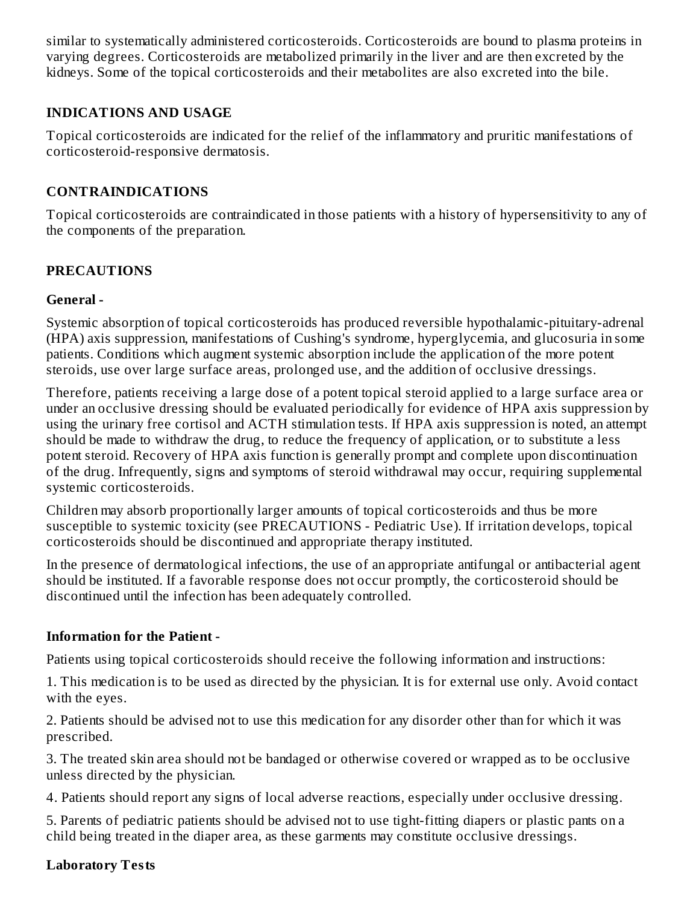similar to systematically administered corticosteroids. Corticosteroids are bound to plasma proteins in varying degrees. Corticosteroids are metabolized primarily in the liver and are then excreted by the kidneys. Some of the topical corticosteroids and their metabolites are also excreted into the bile.

## INDICATIONS AND USAGE

Topical corticosteroids are indicated for the relief of the inflammatory and pruritic manifestations of corticosteroid-responsive dermatosis.

## CONTRAINDICATIONS

Topical corticosteroids are contraindicated in those patients with a history of hypersensitivity to any of the components of the preparation.

## PRECAUTIONS

### General -

Systemic absorption of topical corticosteroids has produced reversible hypothalamic-pituitary-adrenal (HPA) axis suppression, manifestations of Cushing's syndrome, hyperglycemia, and glucosuria in some patients. Conditions which augment systemic absorption include the application of the more potent steroids, use over large surface areas, prolonged use, and the addition of occlusive dressings.

Therefore, patients receiving a large dose of a potent topical steroid applied to a large surface area or under an occlusive dressing should be evaluated periodically for evidence of HPA axis suppression by using the urinary free cortisol and ACTH stimulation tests. If HPA axis suppression is noted, an attempt should be made to withdraw the drug, to reduce the frequency of application, or to substitute a less potent steroid. Recovery of HPA axis function is generally prompt and complete upon discontinuation of the drug. Infrequently, signs and symptoms of steroid withdrawal may occur, requiring supplemental systemic corticosteroids.

Children may absorb proportionally larger amounts of topical corticosteroids and thus be more susceptible to systemic toxicity (see PRECAUTIONS - Pediatric Use). If irritation develops, topical corticosteroids should be discontinued and appropriate therapy instituted.

In the presence of dermatological infections, the use of an appropriate antifungal or antibacterial agent should be instituted. If a favorable response does not occur promptly, the corticosteroid should be discontinued until the infection has been adequately controlled.

### Information for the Patient -

Patients using topical corticosteroids should receive the following information and instructions:

1. This medication is to be used as directed by the physician. It is for external use only. Avoid contact with the eyes.

2. Patients should be advised not to use this medication for any disorder other than for which it was prescribed.

3. The treated skin area should not be bandaged or otherwise covered or wrapped as to be occlusive unless directed by the physician.

4. Patients should report any signs of local adverse reactions, especially under occlusive dressing.

5. Parents of pediatric patients should be advised not to use tight-fitting diapers or plastic pants on a child being treated in the diaper area, as these garments may constitute occlusive dressings.

### Laboratory Tests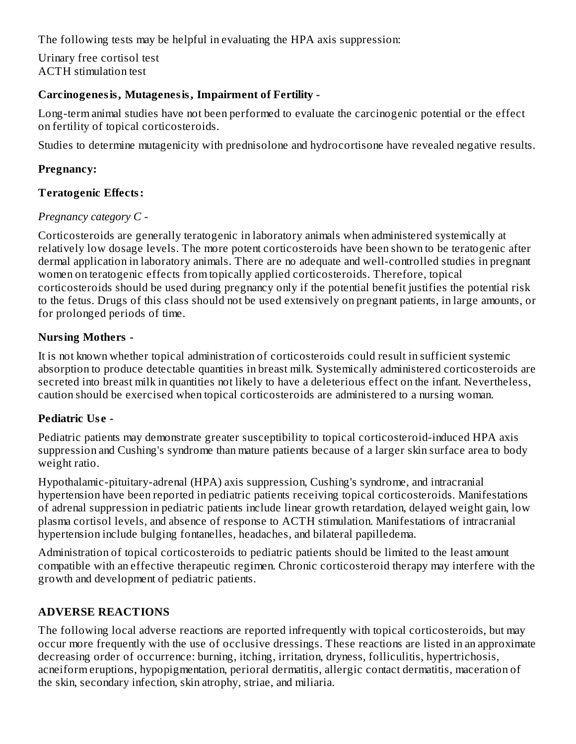The following tests may be helpful in evaluating the HPA axis suppression:

Urinary free cortisol test
ACTH stimulation test

**Carcinogenesis, Mutagenesis, Impairment of Fertility -**

Long-term animal studies have not been performed to evaluate the carcinogenic potential or the effect on fertility of topical corticosteroids.

Studies to determine mutagenicity with prednisolone and hydrocortisone have revealed negative results.

**Pregnancy:**

**Teratogenic Effects:**

*Pregnancy category C -*

Corticosteroids are generally teratogenic in laboratory animals when administered systemically at relatively low dosage levels. The more potent corticosteroids have been shown to be teratogenic after dermal application in laboratory animals. There are no adequate and well-controlled studies in pregnant women on teratogenic effects from topically applied corticosteroids. Therefore, topical corticosteroids should be used during pregnancy only if the potential benefit justifies the potential risk to the fetus. Drugs of this class should not be used extensively on pregnant patients, in large amounts, or for prolonged periods of time.

**Nursing Mothers -**

It is not known whether topical administration of corticosteroids could result in sufficient systemic absorption to produce detectable quantities in breast milk. Systemically administered corticosteroids are secreted into breast milk in quantities not likely to have a deleterious effect on the infant. Nevertheless, caution should be exercised when topical corticosteroids are administered to a nursing woman.

**Pediatric Use -**

Pediatric patients may demonstrate greater susceptibility to topical corticosteroid-induced HPA axis suppression and Cushing's syndrome than mature patients because of a larger skin surface area to body weight ratio.

Hypothalamic-pituitary-adrenal (HPA) axis suppression, Cushing's syndrome, and intracranial hypertension have been reported in pediatric patients receiving topical corticosteroids. Manifestations of adrenal suppression in pediatric patients include linear growth retardation, delayed weight gain, low plasma cortisol levels, and absence of response to ACTH stimulation. Manifestations of intracranial hypertension include bulging fontanelles, headaches, and bilateral papilledema.

Administration of topical corticosteroids to pediatric patients should be limited to the least amount compatible with an effective therapeutic regimen. Chronic corticosteroid therapy may interfere with the growth and development of pediatric patients.

## ADVERSE REACTIONS

The following local adverse reactions are reported infrequently with topical corticosteroids, but may occur more frequently with the use of occlusive dressings. These reactions are listed in an approximate decreasing order of occurrence: burning, itching, irritation, dryness, folliculitis, hypertrichosis, acneiform eruptions, hypopigmentation, perioral dermatitis, allergic contact dermatitis, maceration of the skin, secondary infection, skin atrophy, striae, and miliaria.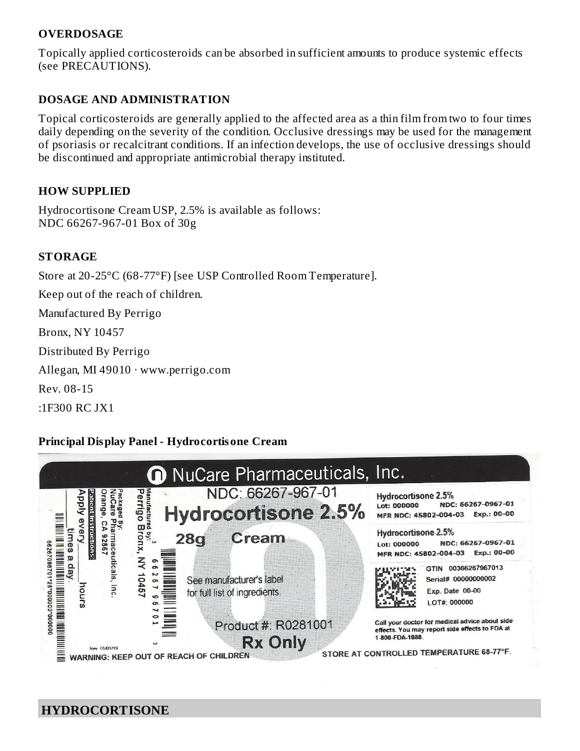## OVERDOSAGE

Topically applied corticosteroids can be absorbed in sufficient amounts to produce systemic effects (see PRECAUTIONS).

## DOSAGE AND ADMINISTRATION

Topical corticosteroids are generally applied to the affected area as a thin film from two to four times daily depending on the severity of the condition. Occlusive dressings may be used for the management of psoriasis or recalcitrant conditions. If an infection develops, the use of occlusive dressings should be discontinued and appropriate antimicrobial therapy instituted.

## HOW SUPPLIED

Hydrocortisone Cream USP, 2.5% is available as follows:
NDC 66267-967-01 Box of 30g

## STORAGE

Store at 20-25°C (68-77°F) [see USP Controlled Room Temperature].

Keep out of the reach of children.

Manufactured By Perrigo

Bronx, NY 10457

Distributed By Perrigo

Allegan, MI 49010 · www.perrigo.com

Rev. 08-15

:1F300 RC JX1

## Principal Display Panel - Hydrocortisone Cream

NuCare Pharmaceuticals, Inc.

NDC: 66267-967-01

Hydrocortisone 2.5%

28g Cream

See manufacturer's label for full list of ingredients.

Product #: R0281001

Rx Only

Manufactured by: Perrigo Bronx, NY 10457

Packaged By: NuCare Pharmaceuticals, Inc. Orange, CA 92867

Patient Instructions: Apply every ____ hours ____ times a day.

3 66267 96701 3

Rev 01/01/19

WARNING: KEEP OUT OF REACH OF CHILDREN

Hydrocortisone 2.5%
Lot: 000000 NDC: 66267-0967-01
MFR NDC: 45802-004-03 Exp.: 00-00

Hydrocortisone 2.5%
Lot: 000000 NDC: 66267-0967-01
MFR NDC: 45802-004-03 Exp.: 00-00

GTIN 00366267967013
Serial# 00000000002
Exp. Date 00-00
LOT#: 000000

Call your doctor for medical advice about side effects. You may report side effects to FDA at 1-800-FDA-1088.

STORE AT CONTROLLED TEMPERATURE 68-77°F.

## HYDROCORTISONE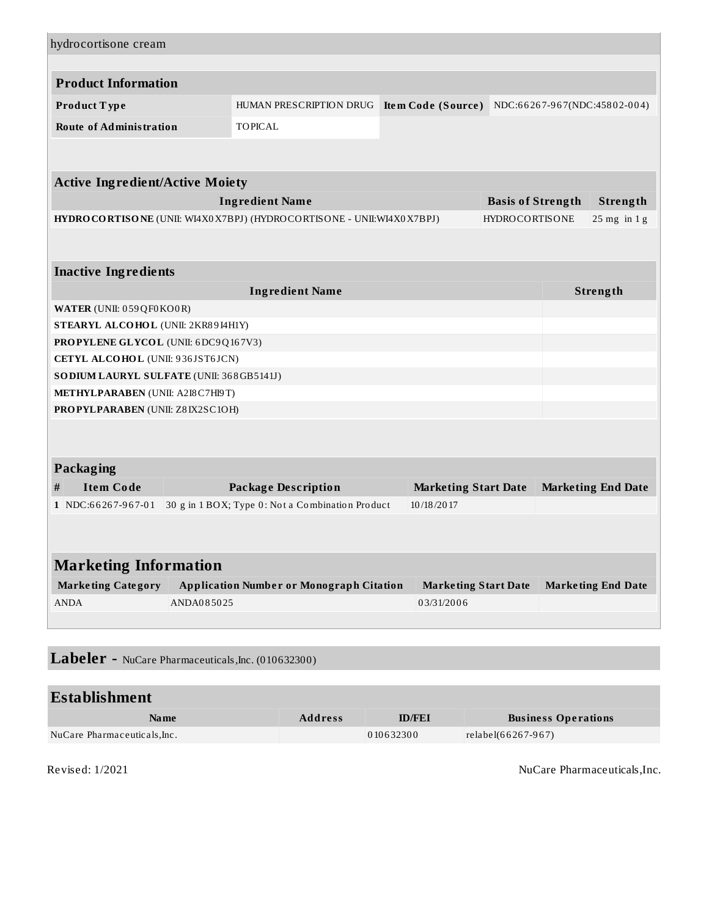hydrocortisone cream

### Product Information

| | | | |
|---|---|---|---|
| **Product Type** | HUMAN PRESCRIPTION DRUG | **Item Code (Source)** | NDC:66267-967(NDC:45802-004) |
| **Route of Administration** | TOPICAL | | |

### Active Ingredient/Active Moiety

| Ingredient Name | Basis of Strength | Strength |
|---|---|---|
| **HYDROCORTISONE** (UNII: WI4X0X7BPJ) (HYDROCORTISONE - UNII:WI4X0X7BPJ) | HYDROCORTISONE | 25 mg in 1 g |

### Inactive Ingredients

| Ingredient Name | Strength |
|---|---|
| **WATER** (UNII: 059QF0KO0R) | |
| **STEARYL ALCOHOL** (UNII: 2KR89I4H1Y) | |
| **PROPYLENE GLYCOL** (UNII: 6DC9Q167V3) | |
| **CETYL ALCOHOL** (UNII: 936JST6JCN) | |
| **SODIUM LAURYL SULFATE** (UNII: 368GB5141J) | |
| **METHYLPARABEN** (UNII: A2I8C7HI9T) | |
| **PROPYLPARABEN** (UNII: Z8IX2SC1OH) | |

### Packaging

| # | Item Code | Package Description | Marketing Start Date | Marketing End Date |
|---|---|---|---|---|
| 1 | NDC:66267-967-01 | 30 g in 1 BOX; Type 0: Not a Combination Product | 10/18/2017 | |

### Marketing Information

| Marketing Category | Application Number or Monograph Citation | Marketing Start Date | Marketing End Date |
|---|---|---|---|
| ANDA | ANDA085025 | 03/31/2006 | |

## Labeler - NuCare Pharmaceuticals,Inc. (010632300)

## Establishment

| Name | Address | ID/FEI | Business Operations |
|---|---|---|---|
| NuCare Pharmaceuticals,Inc. | | 010632300 | relabel(66267-967) |

Revised: 1/2021 NuCare Pharmaceuticals,Inc.